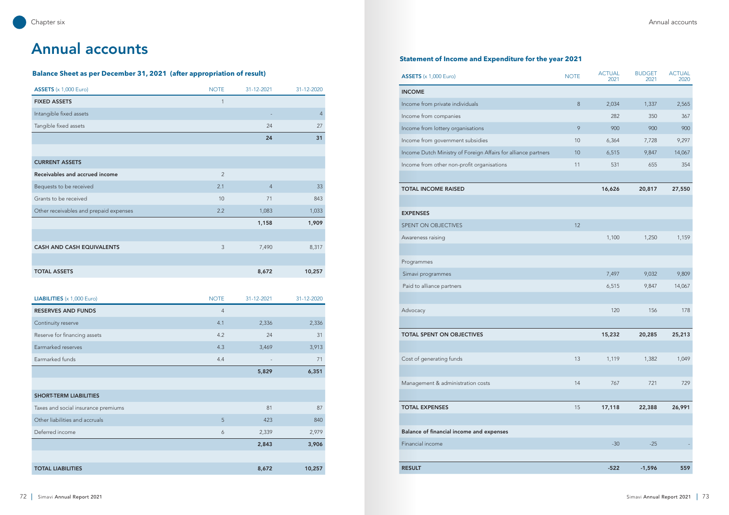# Annual accounts

### Balance Sheet as per December 31, 2021 (after appropriation of result)

| ASSETS (x 1,000 Euro) | NOTE | 31-12-2021 | 31-12-2020 |
|---|---|---|---|
| **FIXED ASSETS** | 1 | | |
| Intangible fixed assets | | - | 4 |
| Tangible fixed assets | | 24 | 27 |
| | | **24** | **31** |
| | | | |
| **CURRENT ASSETS** | | | |
| **Receivables and accrued income** | 2 | | |
| Bequests to be received | 2.1 | 4 | 33 |
| Grants to be received | 10 | 71 | 843 |
| Other receivables and prepaid expenses | 2.2 | 1,083 | 1,033 |
| | | **1,158** | **1,909** |
| | | | |
| **CASH AND CASH EQUIVALENTS** | 3 | 7,490 | 8,317 |
| | | | |
| **TOTAL ASSETS** | | **8,672** | **10,257** |

| LIABILITIES (x 1,000 Euro) | NOTE | 31-12-2021 | 31-12-2020 |
|---|---|---|---|
| **RESERVES AND FUNDS** | 4 | | |
| Continuity reserve | 4.1 | 2,336 | 2,336 |
| Reserve for financing assets | 4.2 | 24 | 31 |
| Earmarked reserves | 4.3 | 3,469 | 3,913 |
| Earmarked funds | 4.4 | - | 71 |
| | | **5,829** | **6,351** |
| | | | |
| **SHORT-TERM LIABILITIES** | | | |
| Taxes and social insurance premiums | | 81 | 87 |
| Other liabilities and accruals | 5 | 423 | 840 |
| Deferred income | 6 | 2,339 | 2,979 |
| | | **2,843** | **3,906** |
| | | | |
| **TOTAL LIABILITIES** | | **8,672** | **10,257** |

### Statement of Income and Expenditure for the year 2021

| ASSETS (x 1,000 Euro) | NOTE | ACTUAL 2021 | BUDGET 2021 | ACTUAL 2020 |
|---|---|---|---|---|
| **INCOME** | | | | |
| Income from private individuals | 8 | 2,034 | 1,337 | 2,565 |
| Income from companies | | 282 | 350 | 367 |
| Income from lottery organisations | 9 | 900 | 900 | 900 |
| Income from government subsidies | 10 | 6,364 | 7,728 | 9,297 |
| Income Dutch Ministry of Foreign Affairs for alliance partners | 10 | 6,515 | 9,847 | 14,067 |
| Income from other non-profit organisations | 11 | 531 | 655 | 354 |
| | | | | |
| **TOTAL INCOME RAISED** | | **16,626** | **20,817** | **27,550** |
| | | | | |
| **EXPENSES** | | | | |
| SPENT ON OBJECTIVES | 12 | | | |
| Awareness raising | | 1,100 | 1,250 | 1,159 |
| | | | | |
| Programmes | | | | |
| Simavi programmes | | 7,497 | 9,032 | 9,809 |
| Paid to alliance partners | | 6,515 | 9,847 | 14,067 |
| | | | | |
| Advocacy | | 120 | 156 | 178 |
| | | | | |
| **TOTAL SPENT ON OBJECTIVES** | | **15,232** | **20,285** | **25,213** |
| | | | | |
| Cost of generating funds | 13 | 1,119 | 1,382 | 1,049 |
| | | | | |
| Management & administration costs | 14 | 767 | 721 | 729 |
| | | | | |
| **TOTAL EXPENSES** | 15 | **17,118** | **22,388** | **26,991** |
| | | | | |
| **Balance of financial income and expenses** | | | | |
| Financial income | | -30 | -25 | - |
| | | | | |
| **RESULT** | | **-522** | **-1,596** | **559** |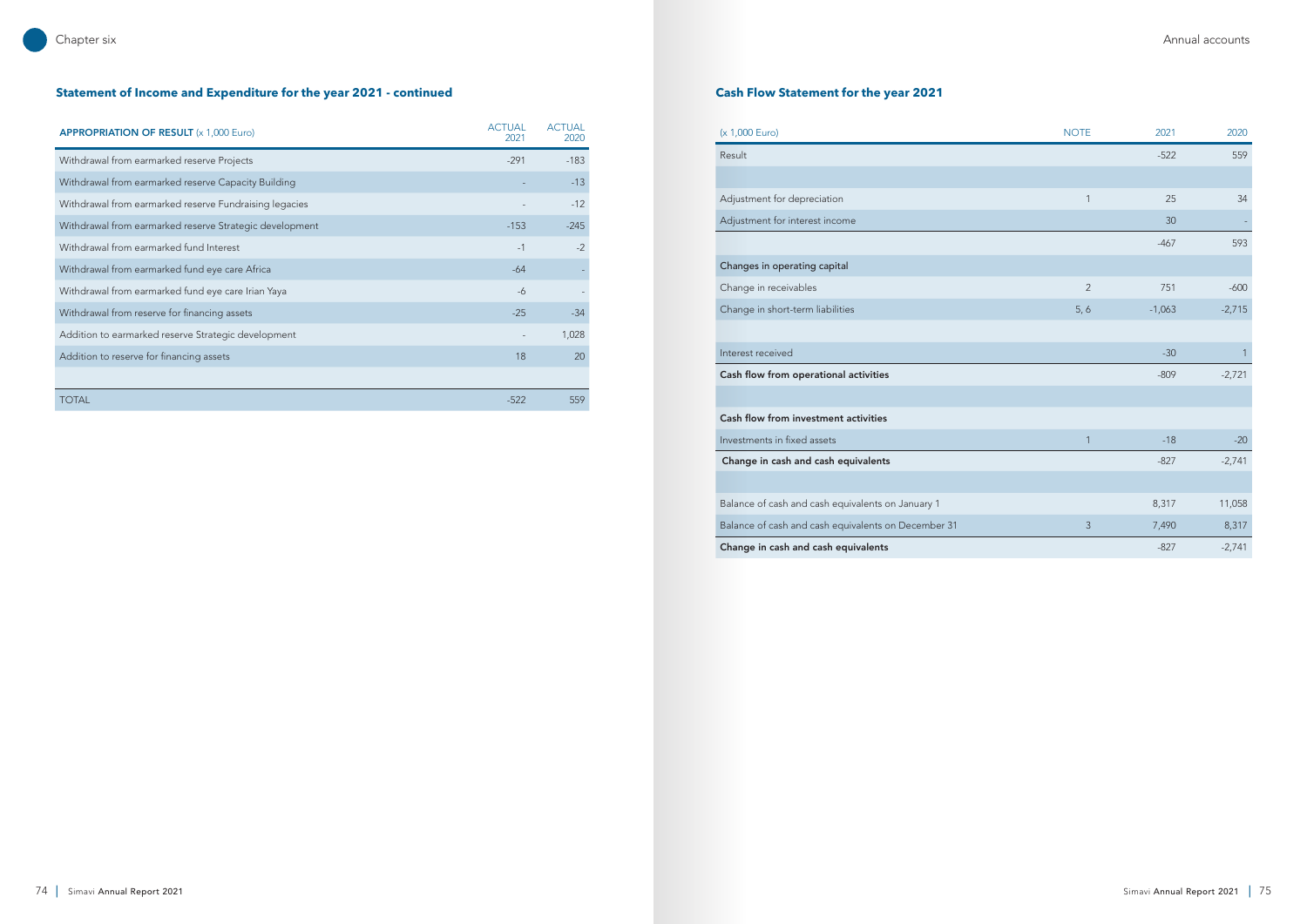## Statement of Income and Expenditure for the year 2021 - continued

| APPROPRIATION OF RESULT (x 1,000 Euro) | ACTUAL 2021 | ACTUAL 2020 |
|---|---|---|
| Withdrawal from earmarked reserve Projects | -291 | -183 |
| Withdrawal from earmarked reserve Capacity Building | - | -13 |
| Withdrawal from earmarked reserve Fundraising legacies | - | -12 |
| Withdrawal from earmarked reserve Strategic development | -153 | -245 |
| Withdrawal from earmarked fund Interest | -1 | -2 |
| Withdrawal from earmarked fund eye care Africa | -64 | - |
| Withdrawal from earmarked fund eye care Irian Yaya | -6 | - |
| Withdrawal from reserve for financing assets | -25 | -34 |
| Addition to earmarked reserve Strategic development | - | 1,028 |
| Addition to reserve for financing assets | 18 | 20 |
| | | |
| TOTAL | -522 | 559 |

## Cash Flow Statement for the year 2021

| (x 1,000 Euro) | NOTE | 2021 | 2020 |
|---|---|---|---|
| Result | | -522 | 559 |
| | | | |
| Adjustment for depreciation | 1 | 25 | 34 |
| Adjustment for interest income | | 30 | - |
| | | -467 | 593 |
| **Changes in operating capital** | | | |
| Change in receivables | 2 | 751 | -600 |
| Change in short-term liabilities | 5, 6 | -1,063 | -2,715 |
| | | | |
| Interest received | | -30 | 1 |
| **Cash flow from operational activities** | | -809 | -2,721 |
| | | | |
| **Cash flow from investment activities** | | | |
| Investments in fixed assets | 1 | -18 | -20 |
| **Change in cash and cash equivalents** | | -827 | -2,741 |
| | | | |
| Balance of cash and cash equivalents on January 1 | | 8,317 | 11,058 |
| Balance of cash and cash equivalents on December 31 | 3 | 7,490 | 8,317 |
| **Change in cash and cash equivalents** | | -827 | -2,741 |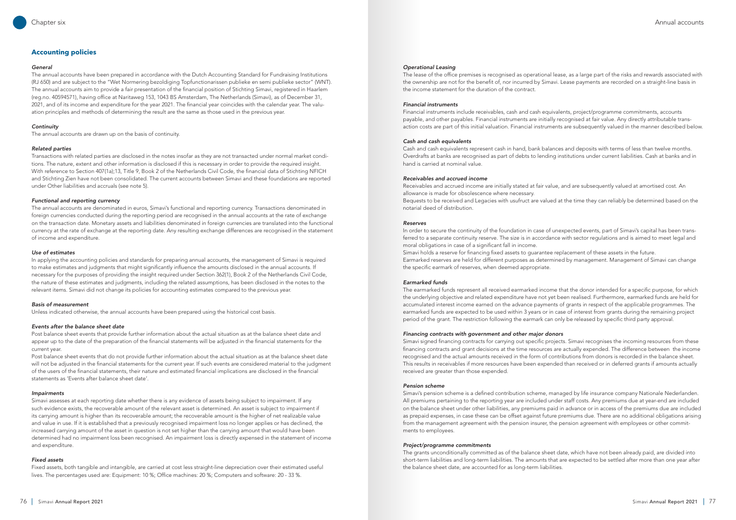## Accounting policies

### *General*

The annual accounts have been prepared in accordance with the Dutch Accounting Standard for Fundraising Institutions (RJ 650) and are subject to the "Wet Normering bezoldiging Topfunctionarissen publieke en semi publieke sector" (WNT). The annual accounts aim to provide a fair presentation of the financial position of Stichting Simavi, registered in Haarlem (reg.no. 40594571), having office at Naritaweg 153, 1043 BS Amsterdam, The Netherlands (Simavi), as of December 31, 2021, and of its income and expenditure for the year 2021. The financial year coincides with the calendar year. The valuation principles and methods of determining the result are the same as those used in the previous year.

### *Continuity*

The annual accounts are drawn up on the basis of continuity.

### *Related parties*

Transactions with related parties are disclosed in the notes insofar as they are not transacted under normal market conditions. The nature, extent and other information is disclosed if this is necessary in order to provide the required insight. With reference to Section 407(1a);13, Title 9, Book 2 of the Netherlands Civil Code, the financial data of Stichting NFICH and Stichting Zien have not been consolidated. The current accounts between Simavi and these foundations are reported under Other liabilities and accruals (see note 5).

### *Functional and reporting currency*

The annual accounts are denominated in euros, Simavi's functional and reporting currency. Transactions denominated in foreign currencies conducted during the reporting period are recognised in the annual accounts at the rate of exchange on the transaction date. Monetary assets and liabilities denominated in foreign currencies are translated into the functional currency at the rate of exchange at the reporting date. Any resulting exchange differences are recognised in the statement of income and expenditure.

### *Use of estimates*

In applying the accounting policies and standards for preparing annual accounts, the management of Simavi is required to make estimates and judgments that might significantly influence the amounts disclosed in the annual accounts. If necessary for the purposes of providing the insight required under Section 362(1), Book 2 of the Netherlands Civil Code, the nature of these estimates and judgments, including the related assumptions, has been disclosed in the notes to the relevant items. Simavi did not change its policies for accounting estimates compared to the previous year.

### *Basis of measurement*

Unless indicated otherwise, the annual accounts have been prepared using the historical cost basis.

### *Events after the balance sheet date*

Post balance sheet events that provide further information about the actual situation as at the balance sheet date and appear up to the date of the preparation of the financial statements will be adjusted in the financial statements for the current year.

Post balance sheet events that do not provide further information about the actual situation as at the balance sheet date will not be adjusted in the financial statements for the current year. If such events are considered material to the judgment of the users of the financial statements, their nature and estimated financial implications are disclosed in the financial statements as 'Events after balance sheet date'.

### *Impairments*

Simavi assesses at each reporting date whether there is any evidence of assets being subject to impairment. If any such evidence exists, the recoverable amount of the relevant asset is determined. An asset is subject to impairment if its carrying amount is higher than its recoverable amount; the recoverable amount is the higher of net realizable value and value in use. If it is established that a previously recognised impairment loss no longer applies or has declined, the increased carrying amount of the asset in question is not set higher than the carrying amount that would have been determined had no impairment loss been recognised. An impairment loss is directly expensed in the statement of income and expenditure.

### *Fixed assets*

Fixed assets, both tangible and intangible, are carried at cost less straight-line depreciation over their estimated useful lives. The percentages used are: Equipment: 10 %; Office machines: 20 %; Computers and software: 20 - 33 %.

### *Operational Leasing*

The lease of the office premises is recognised as operational lease, as a large part of the risks and rewards associated with the ownership are not for the benefit of, nor incurred by Simavi. Lease payments are recorded on a straight-line basis in the income statement for the duration of the contract.

### *Financial instruments*

Financial instruments include receivables, cash and cash equivalents, project/programme commitments, accounts payable, and other payables. Financial instruments are initially recognised at fair value. Any directly attributable transaction costs are part of this initial valuation. Financial instruments are subsequently valued in the manner described below.

### *Cash and cash equivalents*

Cash and cash equivalents represent cash in hand, bank balances and deposits with terms of less than twelve months. Overdrafts at banks are recognised as part of debts to lending institutions under current liabilities. Cash at banks and in hand is carried at nominal value.

### *Receivables and accrued income*

Receivables and accrued income are initially stated at fair value, and are subsequently valued at amortised cost. An allowance is made for obsolescence where necessary.

Bequests to be received and Legacies with usufruct are valued at the time they can reliably be determined based on the notarial deed of distribution.

### *Reserves*

In order to secure the continuity of the foundation in case of unexpected events, part of Simavi's capital has been transferred to a separate continuity reserve. The size is in accordance with sector regulations and is aimed to meet legal and moral obligations in case of a significant fall in income.

Simavi holds a reserve for financing fixed assets to guarantee replacement of these assets in the future.

Earmarked reserves are held for different purposes as determined by management. Management of Simavi can change the specific earmark of reserves, when deemed appropriate.

### *Earmarked funds*

The earmarked funds represent all received earmarked income that the donor intended for a specific purpose, for which the underlying objective and related expenditure have not yet been realised. Furthermore, earmarked funds are held for accumulated interest income earned on the advance payments of grants in respect of the applicable programmes. The earmarked funds are expected to be used within 3 years or in case of interest from grants during the remaining project period of the grant. The restriction following the earmark can only be released by specific third party approval.

### *Financing contracts with government and other major donors*

Simavi signed financing contracts for carrying out specific projects. Simavi recognises the incoming resources from these financing contracts and grant decisions at the time resources are actually expended. The difference between the income recognised and the actual amounts received in the form of contributions from donors is recorded in the balance sheet. This results in receivables if more resources have been expended than received or in deferred grants if amounts actually received are greater than those expended.

### *Pension scheme*

Simavi's pension scheme is a defined contribution scheme, managed by life insurance company Nationale Nederlanden. All premiums pertaining to the reporting year are included under staff costs. Any premiums due at year-end are included on the balance sheet under other liabilities, any premiums paid in advance or in access of the premiums due are included as prepaid expenses, in case these can be offset against future premiums due. There are no additional obligations arising from the management agreement with the pension insurer, the pension agreement with employees or other commitments to employees.

### *Project/programme commitments*

The grants unconditionally committed as of the balance sheet date, which have not been already paid, are divided into short-term liabilities and long-term liabilities. The amounts that are expected to be settled after more than one year after the balance sheet date, are accounted for as long-term liabilities.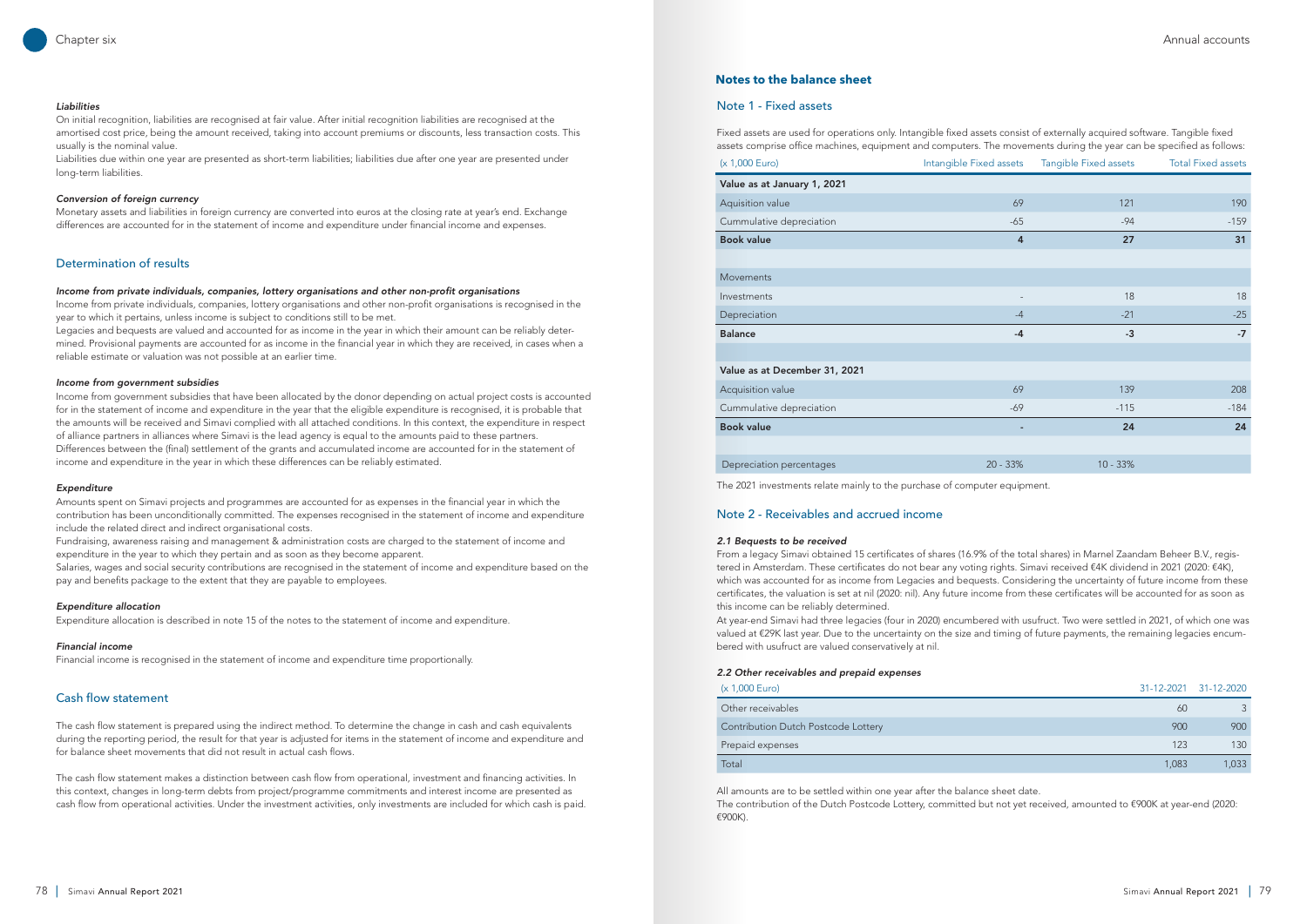*Liabilities*

On initial recognition, liabilities are recognised at fair value. After initial recognition liabilities are recognised at the amortised cost price, being the amount received, taking into account premiums or discounts, less transaction costs. This usually is the nominal value.

Liabilities due within one year are presented as short-term liabilities; liabilities due after one year are presented under long-term liabilities.

*Conversion of foreign currency*

Monetary assets and liabilities in foreign currency are converted into euros at the closing rate at year's end. Exchange differences are accounted for in the statement of income and expenditure under financial income and expenses.

## Determination of results

*Income from private individuals, companies, lottery organisations and other non-profit organisations*

Income from private individuals, companies, lottery organisations and other non-profit organisations is recognised in the year to which it pertains, unless income is subject to conditions still to be met.

Legacies and bequests are valued and accounted for as income in the year in which their amount can be reliably determined. Provisional payments are accounted for as income in the financial year in which they are received, in cases when a reliable estimate or valuation was not possible at an earlier time.

*Income from government subsidies*

Income from government subsidies that have been allocated by the donor depending on actual project costs is accounted for in the statement of income and expenditure in the year that the eligible expenditure is recognised, it is probable that the amounts will be received and Simavi complied with all attached conditions. In this context, the expenditure in respect of alliance partners in alliances where Simavi is the lead agency is equal to the amounts paid to these partners. Differences between the (final) settlement of the grants and accumulated income are accounted for in the statement of income and expenditure in the year in which these differences can be reliably estimated.

*Expenditure*

Amounts spent on Simavi projects and programmes are accounted for as expenses in the financial year in which the contribution has been unconditionally committed. The expenses recognised in the statement of income and expenditure include the related direct and indirect organisational costs.

Fundraising, awareness raising and management & administration costs are charged to the statement of income and expenditure in the year to which they pertain and as soon as they become apparent.

Salaries, wages and social security contributions are recognised in the statement of income and expenditure based on the pay and benefits package to the extent that they are payable to employees.

*Expenditure allocation*

Expenditure allocation is described in note 15 of the notes to the statement of income and expenditure.

*Financial income*

Financial income is recognised in the statement of income and expenditure time proportionally.

## Cash flow statement

The cash flow statement is prepared using the indirect method. To determine the change in cash and cash equivalents during the reporting period, the result for that year is adjusted for items in the statement of income and expenditure and for balance sheet movements that did not result in actual cash flows.

The cash flow statement makes a distinction between cash flow from operational, investment and financing activities. In this context, changes in long-term debts from project/programme commitments and interest income are presented as cash flow from operational activities. Under the investment activities, only investments are included for which cash is paid.

## Notes to the balance sheet

### Note 1 - Fixed assets

Fixed assets are used for operations only. Intangible fixed assets consist of externally acquired software. Tangible fixed assets comprise office machines, equipment and computers. The movements during the year can be specified as follows:

| (x 1,000 Euro) | Intangible Fixed assets | Tangible Fixed assets | Total Fixed assets |
|---|---|---|---|
| **Value as at January 1, 2021** | | | |
| Aquisition value | 69 | 121 | 190 |
| Cummulative depreciation | -65 | -94 | -159 |
| **Book value** | **4** | **27** | **31** |
| | | | |
| Movements | | | |
| Investments | - | 18 | 18 |
| Depreciation | -4 | -21 | -25 |
| **Balance** | **-4** | **-3** | **-7** |
| | | | |
| **Value as at December 31, 2021** | | | |
| Acquisition value | 69 | 139 | 208 |
| Cummulative depreciation | -69 | -115 | -184 |
| **Book value** | **-** | **24** | **24** |
| | | | |
| Depreciation percentages | 20 - 33% | 10 - 33% | |

The 2021 investments relate mainly to the purchase of computer equipment.

### Note 2 - Receivables and accrued income

*2.1 Bequests to be received*

From a legacy Simavi obtained 15 certificates of shares (16.9% of the total shares) in Marnel Zaandam Beheer B.V., registered in Amsterdam. These certificates do not bear any voting rights. Simavi received €4K dividend in 2021 (2020: €4K), which was accounted for as income from Legacies and bequests. Considering the uncertainty of future income from these certificates, the valuation is set at nil (2020: nil). Any future income from these certificates will be accounted for as soon as this income can be reliably determined.

At year-end Simavi had three legacies (four in 2020) encumbered with usufruct. Two were settled in 2021, of which one was valued at €29K last year. Due to the uncertainty on the size and timing of future payments, the remaining legacies encumbered with usufruct are valued conservatively at nil.

*2.2 Other receivables and prepaid expenses*

| (x 1,000 Euro) | 31-12-2021 | 31-12-2020 |
|---|---|---|
| Other receivables | 60 | 3 |
| Contribution Dutch Postcode Lottery | 900 | 900 |
| Prepaid expenses | 123 | 130 |
| Total | 1,083 | 1,033 |

All amounts are to be settled within one year after the balance sheet date.

The contribution of the Dutch Postcode Lottery, committed but not yet received, amounted to €900K at year-end (2020: €900K).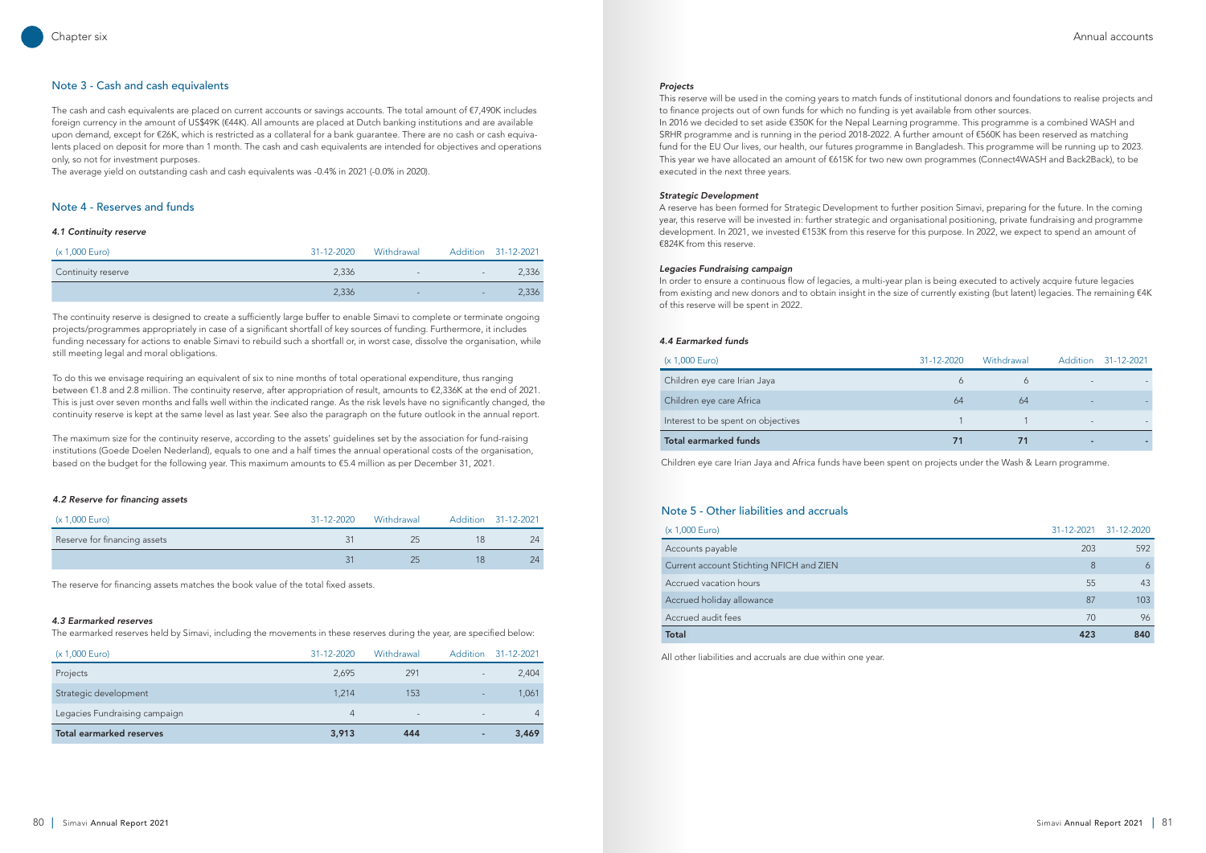## Note 3 - Cash and cash equivalents

The cash and cash equivalents are placed on current accounts or savings accounts. The total amount of €7,490K includes foreign currency in the amount of US$49K (€44K). All amounts are placed at Dutch banking institutions and are available upon demand, except for €26K, which is restricted as a collateral for a bank guarantee. There are no cash or cash equivalents placed on deposit for more than 1 month. The cash and cash equivalents are intended for objectives and operations only, so not for investment purposes.

The average yield on outstanding cash and cash equivalents was -0.4% in 2021 (-0.0% in 2020).

## Note 4 - Reserves and funds

#### *4.1 Continuity reserve*

| (x 1,000 Euro) | 31-12-2020 | Withdrawal | Addition | 31-12-2021 |
|---|---|---|---|---|
| Continuity reserve | 2,336 | - | - | 2,336 |
| | 2,336 | - | - | 2,336 |

The continuity reserve is designed to create a sufficiently large buffer to enable Simavi to complete or terminate ongoing projects/programmes appropriately in case of a significant shortfall of key sources of funding. Furthermore, it includes funding necessary for actions to enable Simavi to rebuild such a shortfall or, in worst case, dissolve the organisation, while still meeting legal and moral obligations.

To do this we envisage requiring an equivalent of six to nine months of total operational expenditure, thus ranging between €1.8 and 2.8 million. The continuity reserve, after appropriation of result, amounts to €2,336K at the end of 2021. This is just over seven months and falls well within the indicated range. As the risk levels have no significantly changed, the continuity reserve is kept at the same level as last year. See also the paragraph on the future outlook in the annual report.

The maximum size for the continuity reserve, according to the assets' guidelines set by the association for fund-raising institutions (Goede Doelen Nederland), equals to one and a half times the annual operational costs of the organisation, based on the budget for the following year. This maximum amounts to €5.4 million as per December 31, 2021.

#### *4.2 Reserve for financing assets*

| (x 1,000 Euro) | 31-12-2020 | Withdrawal | Addition | 31-12-2021 |
|---|---|---|---|---|
| Reserve for financing assets | 31 | 25 | 18 | 24 |
| | 31 | 25 | 18 | 24 |

The reserve for financing assets matches the book value of the total fixed assets.

#### *4.3 Earmarked reserves*

The earmarked reserves held by Simavi, including the movements in these reserves during the year, are specified below:

| (x 1,000 Euro) | 31-12-2020 | Withdrawal | Addition | 31-12-2021 |
|---|---|---|---|---|
| Projects | 2,695 | 291 | - | 2,404 |
| Strategic development | 1,214 | 153 | - | 1,061 |
| Legacies Fundraising campaign | 4 | - | - | 4 |
| **Total earmarked reserves** | **3,913** | **444** | **-** | **3,469** |

***Projects***

This reserve will be used in the coming years to match funds of institutional donors and foundations to realise projects and to finance projects out of own funds for which no funding is yet available from other sources.

In 2016 we decided to set aside €350K for the Nepal Learning programme. This programme is a combined WASH and SRHR programme and is running in the period 2018-2022. A further amount of €560K has been reserved as matching fund for the EU Our lives, our health, our futures programme in Bangladesh. This programme will be running up to 2023. This year we have allocated an amount of €615K for two new own programmes (Connect4WASH and Back2Back), to be executed in the next three years.

***Strategic Development***

A reserve has been formed for Strategic Development to further position Simavi, preparing for the future. In the coming year, this reserve will be invested in: further strategic and organisational positioning, private fundraising and programme development. In 2021, we invested €153K from this reserve for this purpose. In 2022, we expect to spend an amount of €824K from this reserve.

***Legacies Fundraising campaign***

In order to ensure a continuous flow of legacies, a multi-year plan is being executed to actively acquire future legacies from existing and new donors and to obtain insight in the size of currently existing (but latent) legacies. The remaining €4K of this reserve will be spent in 2022.

#### *4.4 Earmarked funds*

| (x 1,000 Euro) | 31-12-2020 | Withdrawal | Addition | 31-12-2021 |
|---|---|---|---|---|
| Children eye care Irian Jaya | 6 | 6 | - | - |
| Children eye care Africa | 64 | 64 | - | - |
| Interest to be spent on objectives | 1 | 1 | - | - |
| **Total earmarked funds** | **71** | **71** | **-** | **-** |

Children eye care Irian Jaya and Africa funds have been spent on projects under the Wash & Learn programme.

## Note 5 - Other liabilities and accruals

| (x 1,000 Euro) | 31-12-2021 | 31-12-2020 |
|---|---|---|
| Accounts payable | 203 | 592 |
| Current account Stichting NFICH and ZIEN | 8 | 6 |
| Accrued vacation hours | 55 | 43 |
| Accrued holiday allowance | 87 | 103 |
| Accrued audit fees | 70 | 96 |
| **Total** | **423** | **840** |

All other liabilities and accruals are due within one year.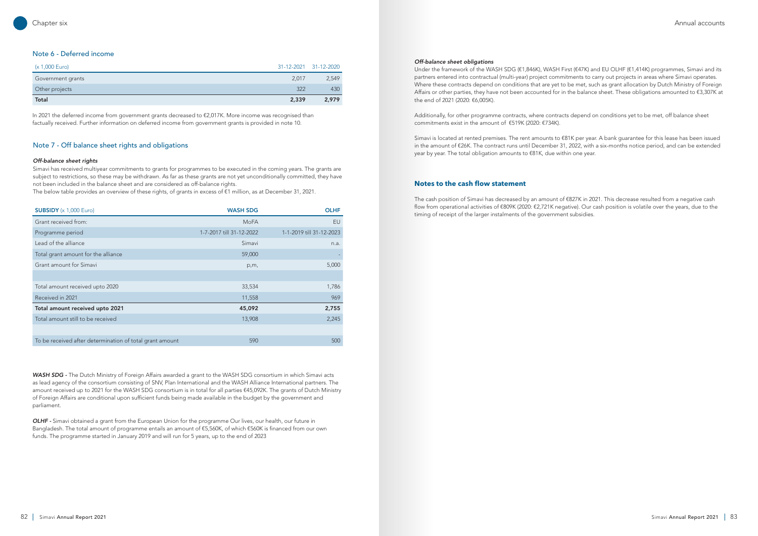## Note 6 - Deferred income

| (x 1,000 Euro) | 31-12-2021 | 31-12-2020 |
|---|---|---|
| Government grants | 2,017 | 2,549 |
| Other projects | 322 | 430 |
| **Total** | **2,339** | **2,979** |

In 2021 the deferred income from government grants decreased to €2,017K. More income was recognised than factually received. Further information on deferred income from government grants is provided in note 10.

## Note 7 - Off balance sheet rights and obligations

*Off-balance sheet rights*

Simavi has received multiyear commitments to grants for programmes to be executed in the coming years. The grants are subject to restrictions, so these may be withdrawn. As far as these grants are not yet unconditionally committed, they have not been included in the balance sheet and are considered as off-balance rights.

The below table provides an overview of these rights, of grants in excess of €1 million, as at December 31, 2021.

| **SUBSIDY** (x 1,000 Euro) | **WASH SDG** | **OLHF** |
|---|---|---|
| Grant received from: | MoFA | EU |
| Programme period | 1-7-2017 till 31-12-2022 | 1-1-2019 till 31-12-2023 |
| Lead of the alliance | Simavi | n.a. |
| Total grant amount for the alliance | 59,000 | - |
| Grant amount for Simavi | p,m, | 5,000 |
| | | |
| Total amount received upto 2020 | 33,534 | 1,786 |
| Received in 2021 | 11,558 | 969 |
| **Total amount received upto 2021** | **45,092** | **2,755** |
| Total amount still to be received | 13,908 | 2,245 |
| | | |
| To be received after determination of total grant amount | 590 | 500 |

***WASH SDG -*** The Dutch Ministry of Foreign Affairs awarded a grant to the WASH SDG consortium in which Simavi acts as lead agency of the consortium consisting of SNV, Plan International and the WASH Alliance International partners. The amount received up to 2021 for the WASH SDG consortium is in total for all parties €45,092K. The grants of Dutch Ministry of Foreign Affairs are conditional upon sufficient funds being made available in the budget by the government and parliament.

***OLHF -*** Simavi obtained a grant from the European Union for the programme Our lives, our health, our future in Bangladesh. The total amount of programme entails an amount of €5,560K, of which €560K is financed from our own funds. The programme started in January 2019 and will run for 5 years, up to the end of 2023

*Off-balance sheet obligations*

Under the framework of the WASH SDG (€1,846K), WASH First (€47K) and EU OLHF (€1,414K) programmes, Simavi and its partners entered into contractual (multi-year) project commitments to carry out projects in areas where Simavi operates. Where these contracts depend on conditions that are yet to be met, such as grant allocation by Dutch Ministry of Foreign Affairs or other parties, they have not been accounted for in the balance sheet. These obligations amounted to €3,307K at the end of 2021 (2020: €6,005K).

Additionally, for other programme contracts, where contracts depend on conditions yet to be met, off balance sheet commitments exist in the amount of €519K (2020: €734K).

Simavi is located at rented premises. The rent amounts to €81K per year. A bank guarantee for this lease has been issued in the amount of €26K. The contract runs until December 31, 2022, with a six-months notice period, and can be extended year by year. The total obligation amounts to €81K, due within one year.

## Notes to the cash flow statement

The cash position of Simavi has decreased by an amount of €827K in 2021. This decrease resulted from a negative cash flow from operational activities of €809K (2020: €2,721K negative). Our cash position is volatile over the years, due to the timing of receipt of the larger instalments of the government subsidies.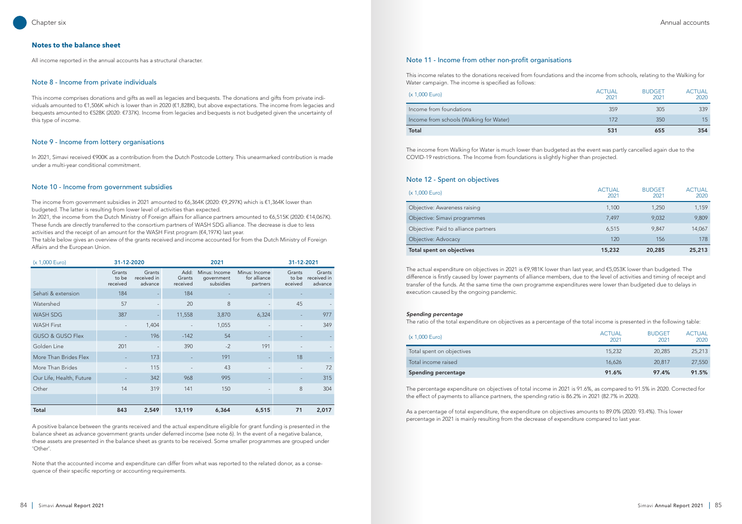## Notes to the balance sheet

All income reported in the annual accounts has a structural character.

### Note 8 - Income from private individuals

This income comprises donations and gifts as well as legacies and bequests. The donations and gifts from private individuals amounted to €1,506K which is lower than in 2020 (€1,828K), but above expectations. The income from legacies and bequests amounted to €528K (2020: €737K). Income from legacies and bequests is not budgeted given the uncertainty of this type of income.

### Note 9 - Income from lottery organisations

In 2021, Simavi received €900K as a contribution from the Dutch Postcode Lottery. This unearmarked contribution is made under a multi-year conditional commitment.

### Note 10 - Income from government subsidies

The income from government subsidies in 2021 amounted to €6,364K (2020: €9,297K) which is €1,364K lower than budgeted. The latter is resulting from lower level of activities than expected.
In 2021, the income from the Dutch Ministry of Foreign affairs for alliance partners amounted to €6,515K (2020: €14,067K). These funds are directly transferred to the consortium partners of WASH SDG alliance. The decrease is due to less activities and the receipt of an amount for the WASH First program (€4,197K) last year.
The table below gives an overview of the grants received and income accounted for from the Dutch Ministry of Foreign Affairs and the European Union.

| (x 1,000 Euro) | 31-12-2020 | | 2021 | | | 31-12-2021 | |
|---|---|---|---|---|---|---|---|
| | Grants to be received | Grants received in advance | Add: Grants received | Minus: Income government subsidies | Minus: Income for alliance partners | Grants to be eceived | Grants received in advance |
| Sehati & extension | 184 | - | 184 | - | - | - | - |
| Watershed | 57 | - | 20 | 8 | - | 45 | - |
| WASH SDG | 387 | - | 11,558 | 3,870 | 6,324 | - | 977 |
| WASH First | - | 1,404 | - | 1,055 | - | - | 349 |
| GUSO & GUSO Flex | - | 196 | -142 | 54 | - | - | - |
| Golden Line | 201 | - | 390 | -2 | 191 | - | - |
| More Than Brides Flex | - | 173 | - | 191 | - | 18 | - |
| More Than Brides | - | 115 | - | 43 | - | - | 72 |
| Our Life, Health, Future | - | 342 | 968 | 995 | - | - | 315 |
| Other | 14 | 319 | 141 | 150 | - | 8 | 304 |
| | | | | | | | |
| **Total** | **843** | **2,549** | **13,119** | **6,364** | **6,515** | **71** | **2,017** |

A positive balance between the grants received and the actual expenditure eligible for grant funding is presented in the balance sheet as advance government grants under deferred income (see note 6). In the event of a negative balance, these assets are presented in the balance sheet as grants to be received. Some smaller programmes are grouped under 'Other'.

Note that the accounted income and expenditure can differ from what was reported to the related donor, as a consequence of their specific reporting or accounting requirements.

### Note 11 - Income from other non-profit organisations

This income relates to the donations received from foundations and the income from schools, relating to the Walking for Water campaign. The income is specified as follows:

| (x 1,000 Euro) | ACTUAL 2021 | BUDGET 2021 | ACTUAL 2020 |
|---|---|---|---|
| Income from foundations | 359 | 305 | 339 |
| Income from schools (Walking for Water) | 172 | 350 | 15 |
| **Total** | **531** | **655** | **354** |

The income from Walking for Water is much lower than budgeted as the event was partly cancelled again due to the COVID-19 restrictions. The Income from foundations is slightly higher than projected.

### Note 12 - Spent on objectives

| (x 1,000 Euro) | ACTUAL 2021 | BUDGET 2021 | ACTUAL 2020 |
|---|---|---|---|
| Objective: Awareness raising | 1,100 | 1,250 | 1,159 |
| Objective: Simavi programmes | 7,497 | 9,032 | 9,809 |
| Objective: Paid to alliance partners | 6,515 | 9,847 | 14,067 |
| Objective: Advocacy | 120 | 156 | 178 |
| **Total spent on objectives** | **15,232** | **20,285** | **25,213** |

The actual expenditure on objectives in 2021 is €9,981K lower than last year, and €5,053K lower than budgeted. The difference is firstly caused by lower payments of alliance members, due to the level of activities and timing of receipt and transfer of the funds. At the same time the own programme expenditures were lower than budgeted due to delays in execution caused by the ongoing pandemic.

*Spending percentage*
The ratio of the total expenditure on objectives as a percentage of the total income is presented in the following table:

| (x 1,000 Euro) | ACTUAL 2021 | BUDGET 2021 | ACTUAL 2020 |
|---|---|---|---|
| Total spent on objectives | 15,232 | 20,285 | 25,213 |
| Total income raised | 16,626 | 20,817 | 27,550 |
| **Spending percentage** | **91.6%** | **97.4%** | **91.5%** |

The percentage expenditure on objectives of total income in 2021 is 91.6%, as compared to 91.5% in 2020. Corrected for the effect of payments to alliance partners, the spending ratio is 86.2% in 2021 (82.7% in 2020).

As a percentage of total expenditure, the expenditure on objectives amounts to 89.0% (2020: 93.4%). This lower percentage in 2021 is mainly resulting from the decrease of expenditure compared to last year.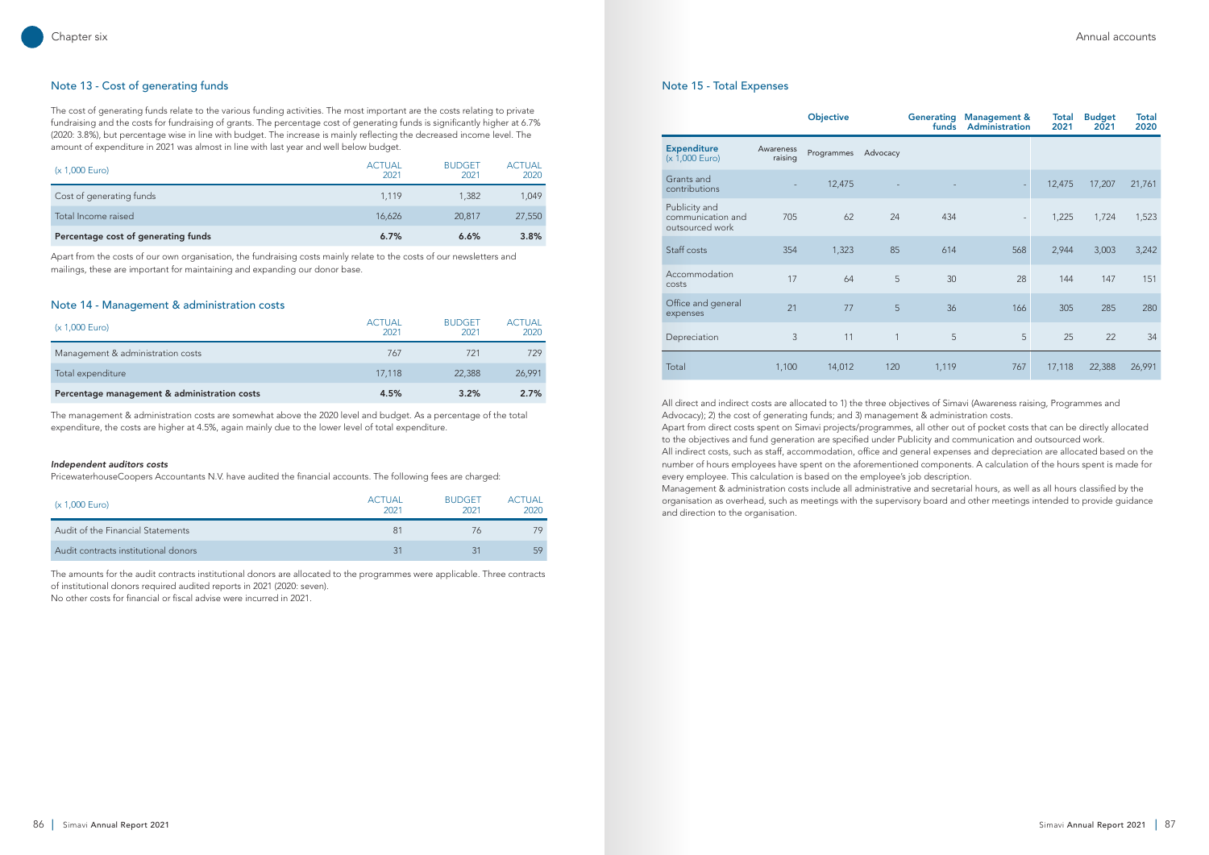## Note 13 - Cost of generating funds

The cost of generating funds relate to the various funding activities. The most important are the costs relating to private fundraising and the costs for fundraising of grants. The percentage cost of generating funds is significantly higher at 6.7% (2020: 3.8%), but percentage wise in line with budget. The increase is mainly reflecting the decreased income level. The amount of expenditure in 2021 was almost in line with last year and well below budget.

| (x 1,000 Euro) | ACTUAL 2021 | BUDGET 2021 | ACTUAL 2020 |
|---|---|---|---|
| Cost of generating funds | 1,119 | 1,382 | 1,049 |
| Total Income raised | 16,626 | 20,817 | 27,550 |
| **Percentage cost of generating funds** | **6.7%** | **6.6%** | **3.8%** |

Apart from the costs of our own organisation, the fundraising costs mainly relate to the costs of our newsletters and mailings, these are important for maintaining and expanding our donor base.

## Note 14 - Management & administration costs

| (x 1,000 Euro) | ACTUAL 2021 | BUDGET 2021 | ACTUAL 2020 |
|---|---|---|---|
| Management & administration costs | 767 | 721 | 729 |
| Total expenditure | 17,118 | 22,388 | 26,991 |
| **Percentage management & administration costs** | **4.5%** | **3.2%** | **2.7%** |

The management & administration costs are somewhat above the 2020 level and budget. As a percentage of the total expenditure, the costs are higher at 4.5%, again mainly due to the lower level of total expenditure.

***Independent auditors costs***

PricewaterhouseCoopers Accountants N.V. have audited the financial accounts. The following fees are charged:

| (x 1,000 Euro) | ACTUAL 2021 | BUDGET 2021 | ACTUAL 2020 |
|---|---|---|---|
| Audit of the Financial Statements | 81 | 76 | 79 |
| Audit contracts institutional donors | 31 | 31 | 59 |

The amounts for the audit contracts institutional donors are allocated to the programmes were applicable. Three contracts of institutional donors required audited reports in 2021 (2020: seven).
No other costs for financial or fiscal advise were incurred in 2021.

## Note 15 - Total Expenses

| | Objective | | | Generating funds | Management & Administration | Total 2021 | Budget 2021 | Total 2020 |
|---|---|---|---|---|---|---|---|---|
| **Expenditure** (x 1,000 Euro) | Awareness raising | Programmes | Advocacy | | | | | |
| Grants and contributions | - | 12,475 | - | - | - | 12,475 | 17,207 | 21,761 |
| Publicity and communication and outsourced work | 705 | 62 | 24 | 434 | - | 1,225 | 1,724 | 1,523 |
| Staff costs | 354 | 1,323 | 85 | 614 | 568 | 2,944 | 3,003 | 3,242 |
| Accommodation costs | 17 | 64 | 5 | 30 | 28 | 144 | 147 | 151 |
| Office and general expenses | 21 | 77 | 5 | 36 | 166 | 305 | 285 | 280 |
| Depreciation | 3 | 11 | 1 | 5 | 5 | 25 | 22 | 34 |
| Total | 1,100 | 14,012 | 120 | 1,119 | 767 | 17,118 | 22,388 | 26,991 |

All direct and indirect costs are allocated to 1) the three objectives of Simavi (Awareness raising, Programmes and Advocacy); 2) the cost of generating funds; and 3) management & administration costs.
Apart from direct costs spent on Simavi projects/programmes, all other out of pocket costs that can be directly allocated to the objectives and fund generation are specified under Publicity and communication and outsourced work.
All indirect costs, such as staff, accommodation, office and general expenses and depreciation are allocated based on the number of hours employees have spent on the aforementioned components. A calculation of the hours spent is made for every employee. This calculation is based on the employee's job description.
Management & administration costs include all administrative and secretarial hours, as well as all hours classified by the organisation as overhead, such as meetings with the supervisory board and other meetings intended to provide guidance and direction to the organisation.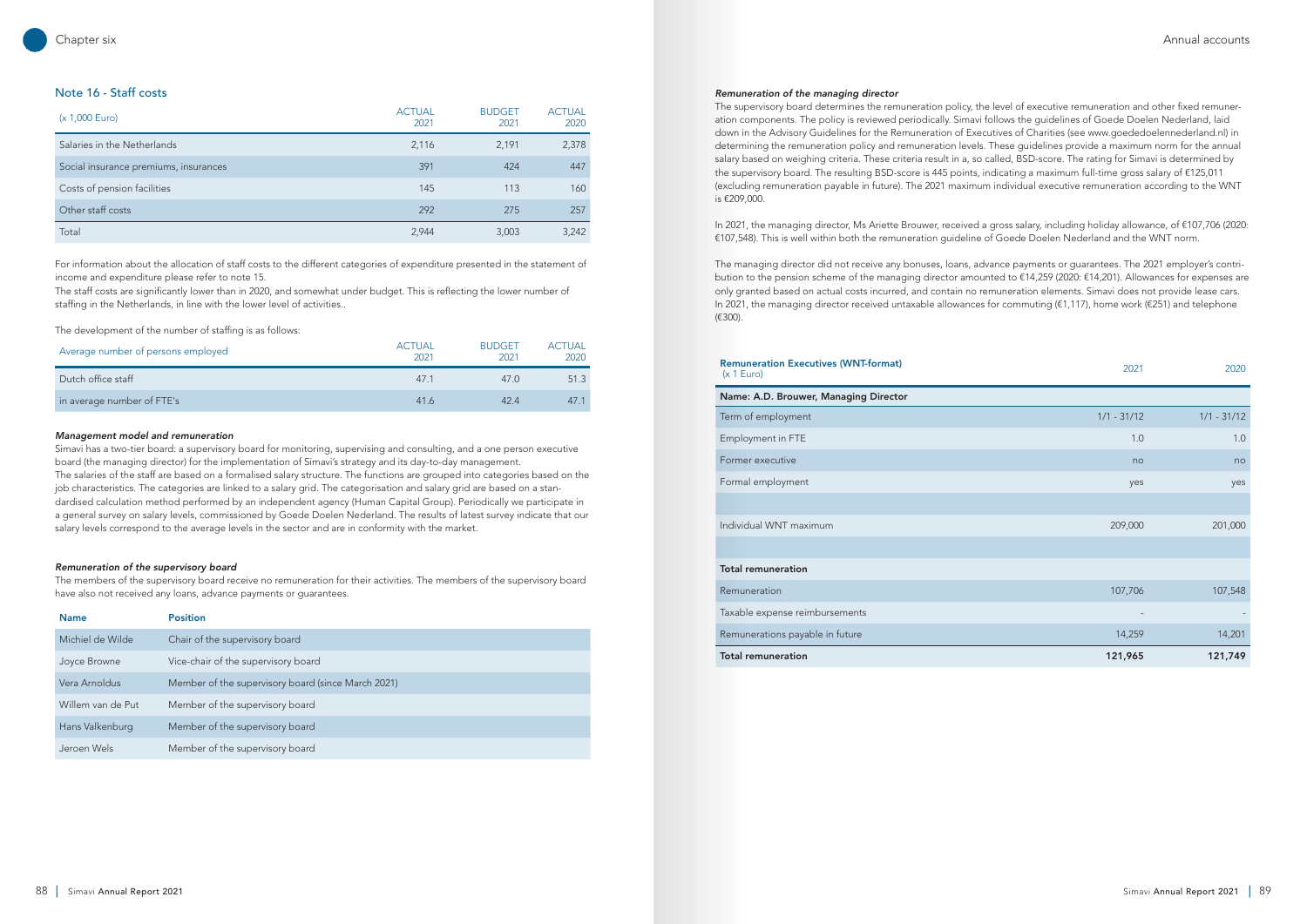## Note 16 - Staff costs

| (x 1,000 Euro) | ACTUAL 2021 | BUDGET 2021 | ACTUAL 2020 |
|---|---|---|---|
| Salaries in the Netherlands | 2,116 | 2,191 | 2,378 |
| Social insurance premiums, insurances | 391 | 424 | 447 |
| Costs of pension facilities | 145 | 113 | 160 |
| Other staff costs | 292 | 275 | 257 |
| Total | 2,944 | 3,003 | 3,242 |

For information about the allocation of staff costs to the different categories of expenditure presented in the statement of income and expenditure please refer to note 15.
The staff costs are significantly lower than in 2020, and somewhat under budget. This is reflecting the lower number of staffing in the Netherlands, in line with the lower level of activities..

The development of the number of staffing is as follows:

| Average number of persons employed | ACTUAL 2021 | BUDGET 2021 | ACTUAL 2020 |
|---|---|---|---|
| Dutch office staff | 47.1 | 47.0 | 51.3 |
| in average number of FTE's | 41.6 | 42.4 | 47.1 |

### *Management model and remuneration*

Simavi has a two-tier board: a supervisory board for monitoring, supervising and consulting, and a one person executive board (the managing director) for the implementation of Simavi's strategy and its day-to-day management.
The salaries of the staff are based on a formalised salary structure. The functions are grouped into categories based on the job characteristics. The categories are linked to a salary grid. The categorisation and salary grid are based on a standardised calculation method performed by an independent agency (Human Capital Group). Periodically we participate in a general survey on salary levels, commissioned by Goede Doelen Nederland. The results of latest survey indicate that our salary levels correspond to the average levels in the sector and are in conformity with the market.

### *Remuneration of the supervisory board*

The members of the supervisory board receive no remuneration for their activities. The members of the supervisory board have also not received any loans, advance payments or guarantees.

| Name | Position |
|---|---|
| Michiel de Wilde | Chair of the supervisory board |
| Joyce Browne | Vice-chair of the supervisory board |
| Vera Arnoldus | Member of the supervisory board (since March 2021) |
| Willem van de Put | Member of the supervisory board |
| Hans Valkenburg | Member of the supervisory board |
| Jeroen Wels | Member of the supervisory board |

### *Remuneration of the managing director*

The supervisory board determines the remuneration policy, the level of executive remuneration and other fixed remuneration components. The policy is reviewed periodically. Simavi follows the guidelines of Goede Doelen Nederland, laid down in the Advisory Guidelines for the Remuneration of Executives of Charities (see www.goededoelennederland.nl) in determining the remuneration policy and remuneration levels. These guidelines provide a maximum norm for the annual salary based on weighing criteria. These criteria result in a, so called, BSD-score. The rating for Simavi is determined by the supervisory board. The resulting BSD-score is 445 points, indicating a maximum full-time gross salary of €125,011 (excluding remuneration payable in future). The 2021 maximum individual executive remuneration according to the WNT is €209,000.

In 2021, the managing director, Ms Ariette Brouwer, received a gross salary, including holiday allowance, of €107,706 (2020: €107,548). This is well within both the remuneration guideline of Goede Doelen Nederland and the WNT norm.

The managing director did not receive any bonuses, loans, advance payments or guarantees. The 2021 employer's contribution to the pension scheme of the managing director amounted to €14,259 (2020: €14,201). Allowances for expenses are only granted based on actual costs incurred, and contain no remuneration elements. Simavi does not provide lease cars. In 2021, the managing director received untaxable allowances for commuting (€1,117), home work (€251) and telephone (€300).

| Remuneration Executives (WNT-format) (x 1 Euro) | 2021 | 2020 |
|---|---|---|
| **Name: A.D. Brouwer, Managing Director** | | |
| Term of employment | 1/1 - 31/12 | 1/1 - 31/12 |
| Employment in FTE | 1.0 | 1.0 |
| Former executive | no | no |
| Formal employment | yes | yes |
| | | |
| Individual WNT maximum | 209,000 | 201,000 |
| | | |
| **Total remuneration** | | |
| Remuneration | 107,706 | 107,548 |
| Taxable expense reimbursements | - | - |
| Remunerations payable in future | 14,259 | 14,201 |
| **Total remuneration** | **121,965** | **121,749** |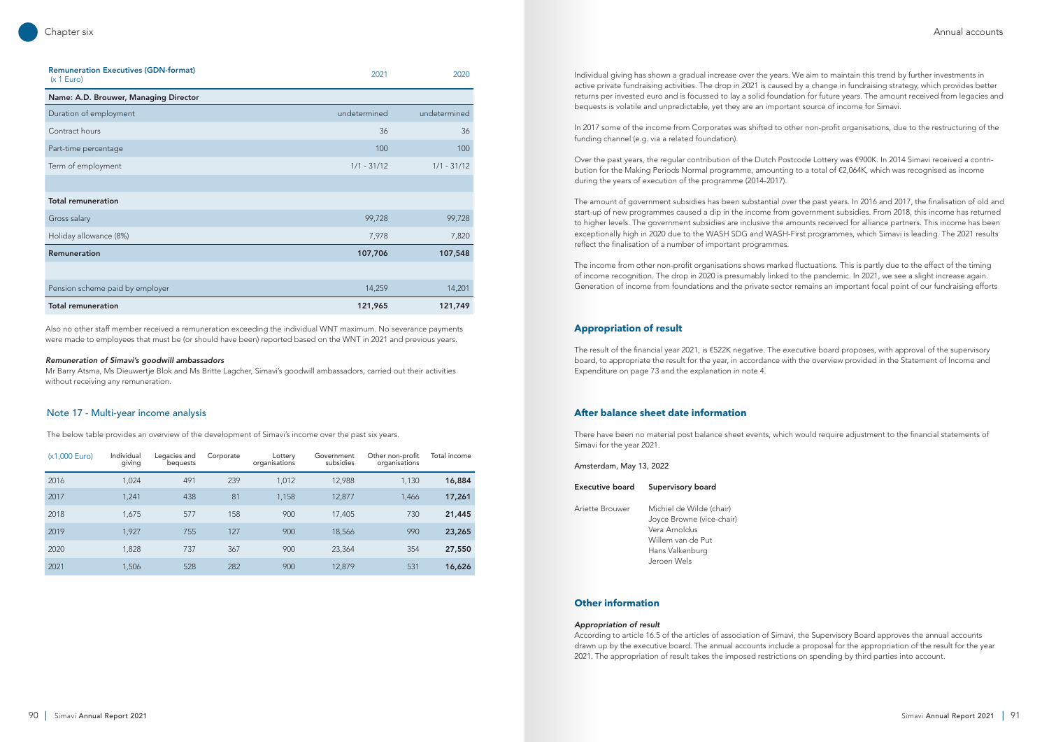| Remuneration Executives (GDN-format) (x 1 Euro) | 2021 | 2020 |
|---|---|---|
| **Name: A.D. Brouwer, Managing Director** | | |
| Duration of employment | undetermined | undetermined |
| Contract hours | 36 | 36 |
| Part-time percentage | 100 | 100 |
| Term of employment | 1/1 - 31/12 | 1/1 - 31/12 |
| | | |
| **Total remuneration** | | |
| Gross salary | 99,728 | 99,728 |
| Holiday allowance (8%) | 7,978 | 7,820 |
| **Remuneration** | **107,706** | **107,548** |
| | | |
| Pension scheme paid by employer | 14,259 | 14,201 |
| **Total remuneration** | **121,965** | **121,749** |

Also no other staff member received a remuneration exceeding the individual WNT maximum. No severance payments were made to employees that must be (or should have been) reported based on the WNT in 2021 and previous years.

*Remuneration of Simavi's goodwill ambassadors*

Mr Barry Atsma, Ms Dieuwertje Blok and Ms Britte Lagcher, Simavi's goodwill ambassadors, carried out their activities without receiving any remuneration.

## Note 17 - Multi-year income analysis

The below table provides an overview of the development of Simavi's income over the past six years.

| (x1,000 Euro) | Individual giving | Legacies and bequests | Corporate | Lottery organisations | Government subsidies | Other non-profit organisations | Total income |
|---|---|---|---|---|---|---|---|
| 2016 | 1,024 | 491 | 239 | 1,012 | 12,988 | 1,130 | **16,884** |
| 2017 | 1,241 | 438 | 81 | 1,158 | 12,877 | 1,466 | **17,261** |
| 2018 | 1,675 | 577 | 158 | 900 | 17,405 | 730 | **21,445** |
| 2019 | 1,927 | 755 | 127 | 900 | 18,566 | 990 | **23,265** |
| 2020 | 1,828 | 737 | 367 | 900 | 23,364 | 354 | **27,550** |
| 2021 | 1,506 | 528 | 282 | 900 | 12,879 | 531 | **16,626** |

Individual giving has shown a gradual increase over the years. We aim to maintain this trend by further investments in active private fundraising activities. The drop in 2021 is caused by a change in fundraising strategy, which provides better returns per invested euro and is focussed to lay a solid foundation for future years. The amount received from legacies and bequests is volatile and unpredictable, yet they are an important source of income for Simavi.

In 2017 some of the income from Corporates was shifted to other non-profit organisations, due to the restructuring of the funding channel (e.g. via a related foundation).

Over the past years, the regular contribution of the Dutch Postcode Lottery was €900K. In 2014 Simavi received a contribution for the Making Periods Normal programme, amounting to a total of €2,064K, which was recognised as income during the years of execution of the programme (2014-2017).

The amount of government subsidies has been substantial over the past years. In 2016 and 2017, the finalisation of old and start-up of new programmes caused a dip in the income from government subsidies. From 2018, this income has returned to higher levels. The government subsidies are inclusive the amounts received for alliance partners. This income has been exceptionally high in 2020 due to the WASH SDG and WASH-First programmes, which Simavi is leading. The 2021 results reflect the finalisation of a number of important programmes.

The income from other non-profit organisations shows marked fluctuations. This is partly due to the effect of the timing of income recognition. The drop in 2020 is presumably linked to the pandemic. In 2021, we see a slight increase again. Generation of income from foundations and the private sector remains an important focal point of our fundraising efforts

## Appropriation of result

The result of the financial year 2021, is €522K negative. The executive board proposes, with approval of the supervisory board, to appropriate the result for the year, in accordance with the overview provided in the Statement of Income and Expenditure on page 73 and the explanation in note 4.

## After balance sheet date information

There have been no material post balance sheet events, which would require adjustment to the financial statements of Simavi for the year 2021.

Amsterdam, May 13, 2022

| Executive board | Supervisory board |
|---|---|
| Ariette Brouwer | Michiel de Wilde (chair) |
| | Joyce Browne (vice-chair) |
| | Vera Arnoldus |
| | Willem van de Put |
| | Hans Valkenburg |
| | Jeroen Wels |

## Other information

*Appropriation of result*

According to article 16.5 of the articles of association of Simavi, the Supervisory Board approves the annual accounts drawn up by the executive board. The annual accounts include a proposal for the appropriation of the result for the year 2021. The appropriation of result takes the imposed restrictions on spending by third parties into account.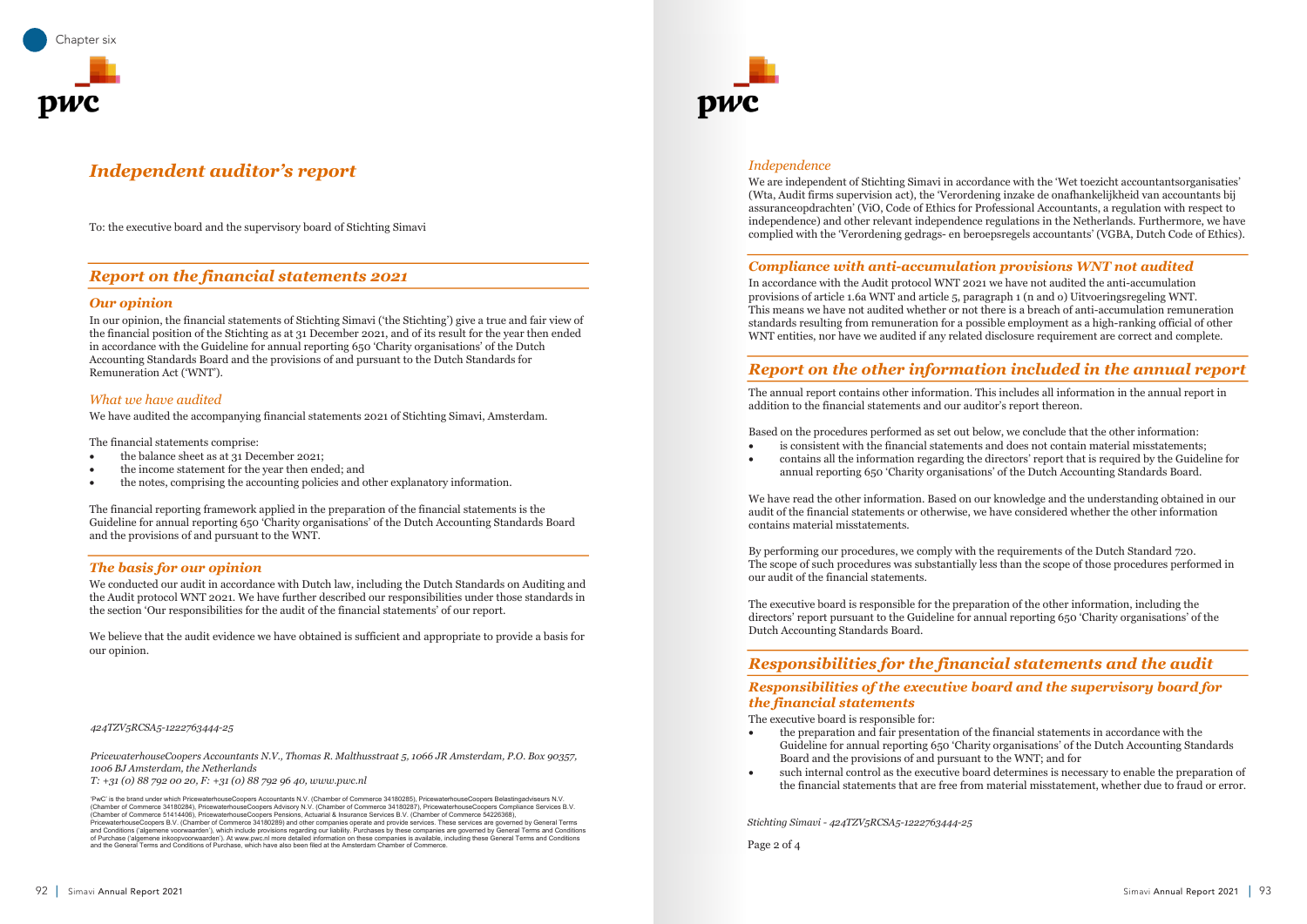# Independent auditor's report

To: the executive board and the supervisory board of Stichting Simavi

## Report on the financial statements 2021

### Our opinion

In our opinion, the financial statements of Stichting Simavi ('the Stichting') give a true and fair view of the financial position of the Stichting as at 31 December 2021, and of its result for the year then ended in accordance with the Guideline for annual reporting 650 'Charity organisations' of the Dutch Accounting Standards Board and the provisions of and pursuant to the Dutch Standards for Remuneration Act ('WNT').

*What we have audited*

We have audited the accompanying financial statements 2021 of Stichting Simavi, Amsterdam.

The financial statements comprise:

- the balance sheet as at 31 December 2021;
- the income statement for the year then ended; and
- the notes, comprising the accounting policies and other explanatory information.

The financial reporting framework applied in the preparation of the financial statements is the Guideline for annual reporting 650 'Charity organisations' of the Dutch Accounting Standards Board and the provisions of and pursuant to the WNT.

### The basis for our opinion

We conducted our audit in accordance with Dutch law, including the Dutch Standards on Auditing and the Audit protocol WNT 2021. We have further described our responsibilities under those standards in the section 'Our responsibilities for the audit of the financial statements' of our report.

We believe that the audit evidence we have obtained is sufficient and appropriate to provide a basis for our opinion.

*424TZV5RCSA5-1222763444-25*

*PricewaterhouseCoopers Accountants N.V., Thomas R. Malthusstraat 5, 1066 JR Amsterdam, P.O. Box 90357, 1006 BJ Amsterdam, the Netherlands*
*T: +31 (0) 88 792 00 20, F: +31 (0) 88 792 96 40, www.pwc.nl*

'PwC' is the brand under which PricewaterhouseCoopers Accountants N.V. (Chamber of Commerce 34180285), PricewaterhouseCoopers Belastingadviseurs N.V. (Chamber of Commerce 34180284), PricewaterhouseCoopers Advisory N.V. (Chamber of Commerce 34180287), PricewaterhouseCoopers Compliance Services B.V. (Chamber of Commerce 51414406), PricewaterhouseCoopers Pensions, Actuarial & Insurance Services B.V. (Chamber of Commerce 54226368), PricewaterhouseCoopers B.V. (Chamber of Commerce 34180289) and other companies operate and provide services. These services are governed by General Terms and Conditions ('algemene voorwaarden'), which include provisions regarding our liability. Purchases by these companies are governed by General Terms and Conditions of Purchase ('algemene inkoopvoorwaarden'). At www.pwc.nl more detailed information on these companies is available, including these General Terms and Conditions and the General Terms and Conditions of Purchase, which have also been filed at the Amsterdam Chamber of Commerce.

*Independence*

We are independent of Stichting Simavi in accordance with the 'Wet toezicht accountantsorganisaties' (Wta, Audit firms supervision act), the 'Verordening inzake de onafhankelijkheid van accountants bij assuranceopdrachten' (ViO, Code of Ethics for Professional Accountants, a regulation with respect to independence) and other relevant independence regulations in the Netherlands. Furthermore, we have complied with the 'Verordening gedrags- en beroepsregels accountants' (VGBA, Dutch Code of Ethics).

### Compliance with anti-accumulation provisions WNT not audited

In accordance with the Audit protocol WNT 2021 we have not audited the anti-accumulation provisions of article 1.6a WNT and article 5, paragraph 1 (n and o) Uitvoeringsregeling WNT. This means we have not audited whether or not there is a breach of anti-accumulation remuneration standards resulting from remuneration for a possible employment as a high-ranking official of other WNT entities, nor have we audited if any related disclosure requirement are correct and complete.

## Report on the other information included in the annual report

The annual report contains other information. This includes all information in the annual report in addition to the financial statements and our auditor's report thereon.

Based on the procedures performed as set out below, we conclude that the other information:

- is consistent with the financial statements and does not contain material misstatements;
- contains all the information regarding the directors' report that is required by the Guideline for annual reporting 650 'Charity organisations' of the Dutch Accounting Standards Board.

We have read the other information. Based on our knowledge and the understanding obtained in our audit of the financial statements or otherwise, we have considered whether the other information contains material misstatements.

By performing our procedures, we comply with the requirements of the Dutch Standard 720. The scope of such procedures was substantially less than the scope of those procedures performed in our audit of the financial statements.

The executive board is responsible for the preparation of the other information, including the directors' report pursuant to the Guideline for annual reporting 650 'Charity organisations' of the Dutch Accounting Standards Board.

## Responsibilities for the financial statements and the audit

### Responsibilities of the executive board and the supervisory board for the financial statements

The executive board is responsible for:

- the preparation and fair presentation of the financial statements in accordance with the Guideline for annual reporting 650 'Charity organisations' of the Dutch Accounting Standards Board and the provisions of and pursuant to the WNT; and for
- such internal control as the executive board determines is necessary to enable the preparation of the financial statements that are free from material misstatement, whether due to fraud or error.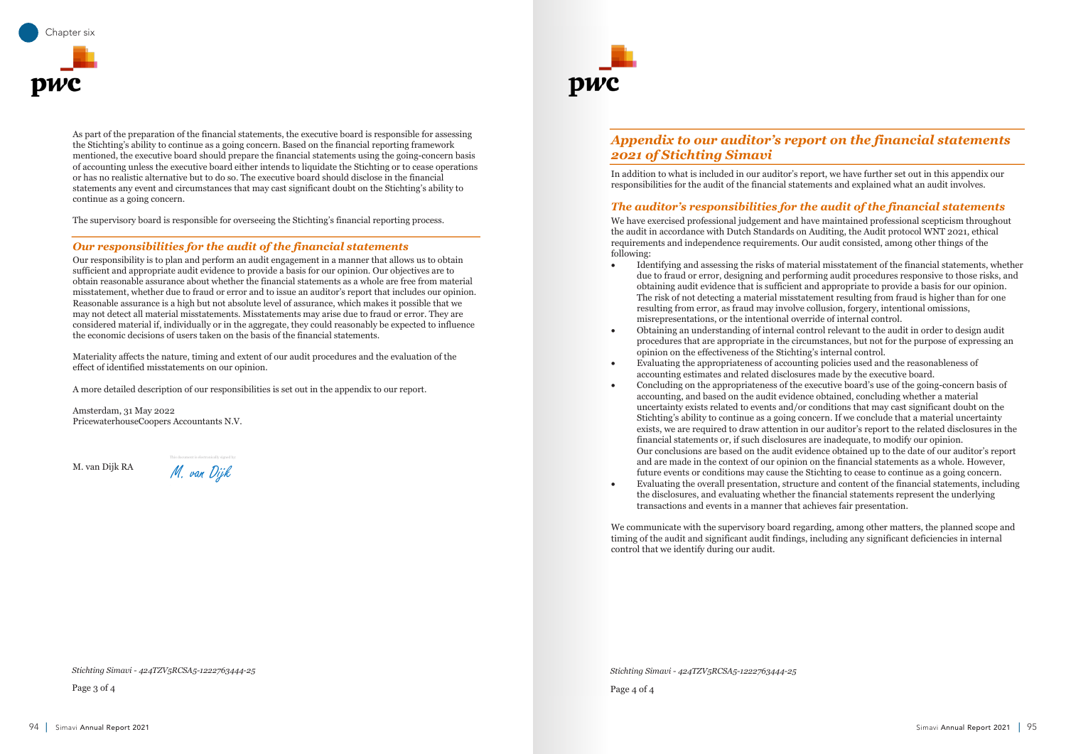As part of the preparation of the financial statements, the executive board is responsible for assessing the Stichting's ability to continue as a going concern. Based on the financial reporting framework mentioned, the executive board should prepare the financial statements using the going-concern basis of accounting unless the executive board either intends to liquidate the Stichting or to cease operations or has no realistic alternative but to do so. The executive board should disclose in the financial statements any event and circumstances that may cast significant doubt on the Stichting's ability to continue as a going concern.

The supervisory board is responsible for overseeing the Stichting's financial reporting process.

## *Our responsibilities for the audit of the financial statements*

Our responsibility is to plan and perform an audit engagement in a manner that allows us to obtain sufficient and appropriate audit evidence to provide a basis for our opinion. Our objectives are to obtain reasonable assurance about whether the financial statements as a whole are free from material misstatement, whether due to fraud or error and to issue an auditor's report that includes our opinion. Reasonable assurance is a high but not absolute level of assurance, which makes it possible that we may not detect all material misstatements. Misstatements may arise due to fraud or error. They are considered material if, individually or in the aggregate, they could reasonably be expected to influence the economic decisions of users taken on the basis of the financial statements.

Materiality affects the nature, timing and extent of our audit procedures and the evaluation of the effect of identified misstatements on our opinion.

A more detailed description of our responsibilities is set out in the appendix to our report.

Amsterdam, 31 May 2022
PricewaterhouseCoopers Accountants N.V.

M. van Dijk RA

## *Appendix to our auditor's report on the financial statements 2021 of Stichting Simavi*

In addition to what is included in our auditor's report, we have further set out in this appendix our responsibilities for the audit of the financial statements and explained what an audit involves.

## *The auditor's responsibilities for the audit of the financial statements*

We have exercised professional judgement and have maintained professional scepticism throughout the audit in accordance with Dutch Standards on Auditing, the Audit protocol WNT 2021, ethical requirements and independence requirements. Our audit consisted, among other things of the following:

- Identifying and assessing the risks of material misstatement of the financial statements, whether due to fraud or error, designing and performing audit procedures responsive to those risks, and obtaining audit evidence that is sufficient and appropriate to provide a basis for our opinion. The risk of not detecting a material misstatement resulting from fraud is higher than for one resulting from error, as fraud may involve collusion, forgery, intentional omissions, misrepresentations, or the intentional override of internal control.
- Obtaining an understanding of internal control relevant to the audit in order to design audit procedures that are appropriate in the circumstances, but not for the purpose of expressing an opinion on the effectiveness of the Stichting's internal control.
- Evaluating the appropriateness of accounting policies used and the reasonableness of accounting estimates and related disclosures made by the executive board.
- Concluding on the appropriateness of the executive board's use of the going-concern basis of accounting, and based on the audit evidence obtained, concluding whether a material uncertainty exists related to events and/or conditions that may cast significant doubt on the Stichting's ability to continue as a going concern. If we conclude that a material uncertainty exists, we are required to draw attention in our auditor's report to the related disclosures in the financial statements or, if such disclosures are inadequate, to modify our opinion. Our conclusions are based on the audit evidence obtained up to the date of our auditor's report and are made in the context of our opinion on the financial statements as a whole. However, future events or conditions may cause the Stichting to cease to continue as a going concern.
- Evaluating the overall presentation, structure and content of the financial statements, including the disclosures, and evaluating whether the financial statements represent the underlying transactions and events in a manner that achieves fair presentation.

We communicate with the supervisory board regarding, among other matters, the planned scope and timing of the audit and significant audit findings, including any significant deficiencies in internal control that we identify during our audit.